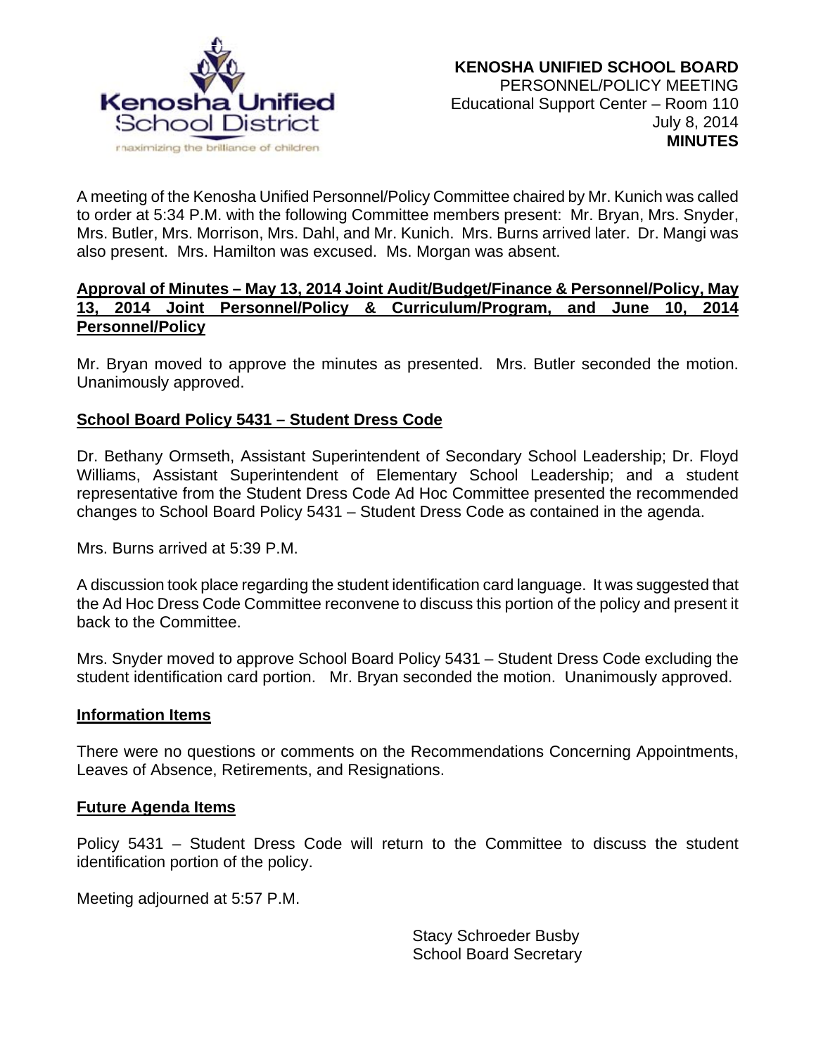**KENOSHA UNIFIED SCHOOL BOARD**
PERSONNEL/POLICY MEETING
Educational Support Center – Room 110
July 8, 2014
**MINUTES**

A meeting of the Kenosha Unified Personnel/Policy Committee chaired by Mr. Kunich was called to order at 5:34 P.M. with the following Committee members present: Mr. Bryan, Mrs. Snyder, Mrs. Butler, Mrs. Morrison, Mrs. Dahl, and Mr. Kunich. Mrs. Burns arrived later. Dr. Mangi was also present. Mrs. Hamilton was excused. Ms. Morgan was absent.

**Approval of Minutes – May 13, 2014 Joint Audit/Budget/Finance & Personnel/Policy, May 13, 2014 Joint Personnel/Policy & Curriculum/Program, and June 10, 2014 Personnel/Policy**

Mr. Bryan moved to approve the minutes as presented. Mrs. Butler seconded the motion. Unanimously approved.

**School Board Policy 5431 – Student Dress Code**

Dr. Bethany Ormseth, Assistant Superintendent of Secondary School Leadership; Dr. Floyd Williams, Assistant Superintendent of Elementary School Leadership; and a student representative from the Student Dress Code Ad Hoc Committee presented the recommended changes to School Board Policy 5431 – Student Dress Code as contained in the agenda.

Mrs. Burns arrived at 5:39 P.M.

A discussion took place regarding the student identification card language. It was suggested that the Ad Hoc Dress Code Committee reconvene to discuss this portion of the policy and present it back to the Committee.

Mrs. Snyder moved to approve School Board Policy 5431 – Student Dress Code excluding the student identification card portion. Mr. Bryan seconded the motion. Unanimously approved.

**Information Items**

There were no questions or comments on the Recommendations Concerning Appointments, Leaves of Absence, Retirements, and Resignations.

**Future Agenda Items**

Policy 5431 – Student Dress Code will return to the Committee to discuss the student identification portion of the policy.

Meeting adjourned at 5:57 P.M.

Stacy Schroeder Busby
School Board Secretary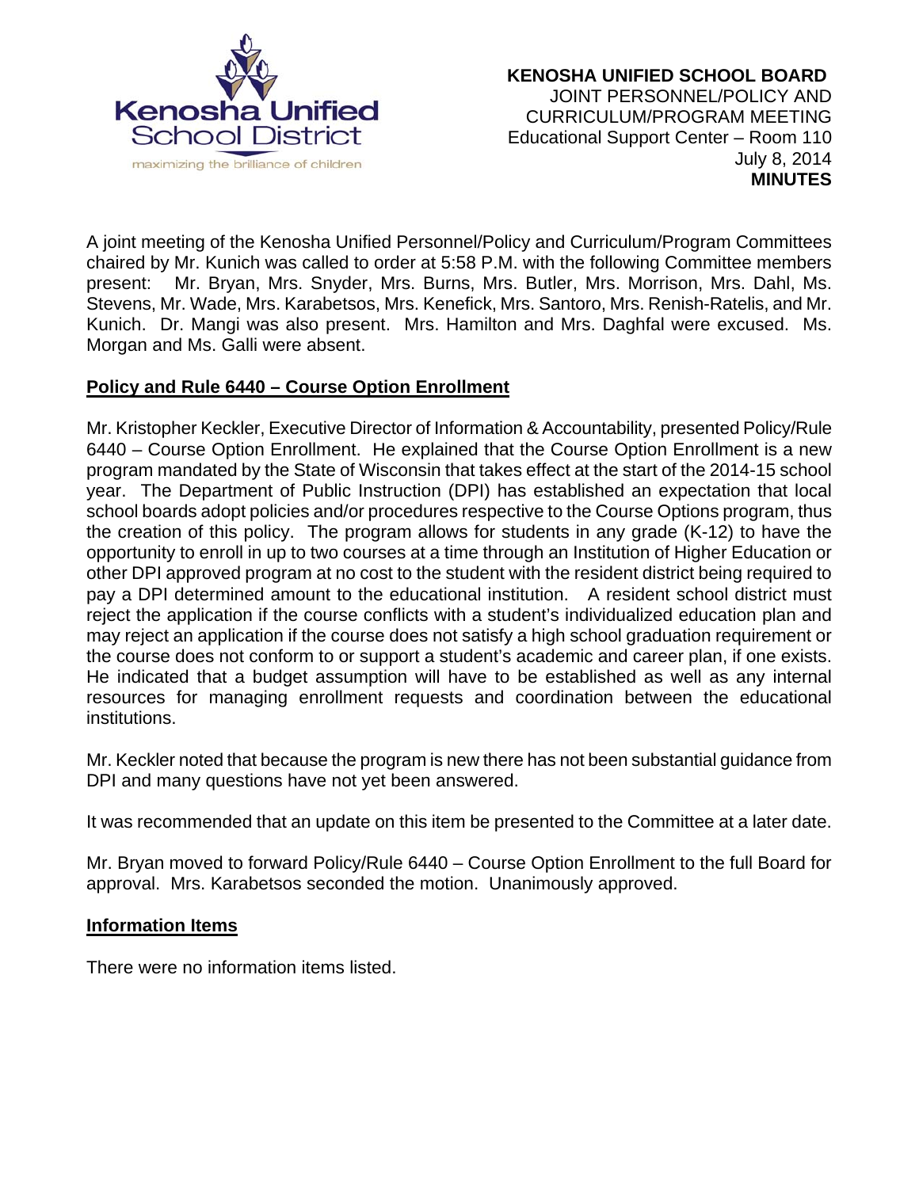**KENOSHA UNIFIED SCHOOL BOARD**
JOINT PERSONNEL/POLICY AND
CURRICULUM/PROGRAM MEETING
Educational Support Center – Room 110
July 8, 2014
**MINUTES**

A joint meeting of the Kenosha Unified Personnel/Policy and Curriculum/Program Committees chaired by Mr. Kunich was called to order at 5:58 P.M. with the following Committee members present: Mr. Bryan, Mrs. Snyder, Mrs. Burns, Mrs. Butler, Mrs. Morrison, Mrs. Dahl, Ms. Stevens, Mr. Wade, Mrs. Karabetsos, Mrs. Kenefick, Mrs. Santoro, Mrs. Renish-Ratelis, and Mr. Kunich. Dr. Mangi was also present. Mrs. Hamilton and Mrs. Daghfal were excused. Ms. Morgan and Ms. Galli were absent.

**Policy and Rule 6440 – Course Option Enrollment**

Mr. Kristopher Keckler, Executive Director of Information & Accountability, presented Policy/Rule 6440 – Course Option Enrollment. He explained that the Course Option Enrollment is a new program mandated by the State of Wisconsin that takes effect at the start of the 2014-15 school year. The Department of Public Instruction (DPI) has established an expectation that local school boards adopt policies and/or procedures respective to the Course Options program, thus the creation of this policy. The program allows for students in any grade (K-12) to have the opportunity to enroll in up to two courses at a time through an Institution of Higher Education or other DPI approved program at no cost to the student with the resident district being required to pay a DPI determined amount to the educational institution. A resident school district must reject the application if the course conflicts with a student's individualized education plan and may reject an application if the course does not satisfy a high school graduation requirement or the course does not conform to or support a student's academic and career plan, if one exists. He indicated that a budget assumption will have to be established as well as any internal resources for managing enrollment requests and coordination between the educational institutions.

Mr. Keckler noted that because the program is new there has not been substantial guidance from DPI and many questions have not yet been answered.

It was recommended that an update on this item be presented to the Committee at a later date.

Mr. Bryan moved to forward Policy/Rule 6440 – Course Option Enrollment to the full Board for approval. Mrs. Karabetsos seconded the motion. Unanimously approved.

**Information Items**

There were no information items listed.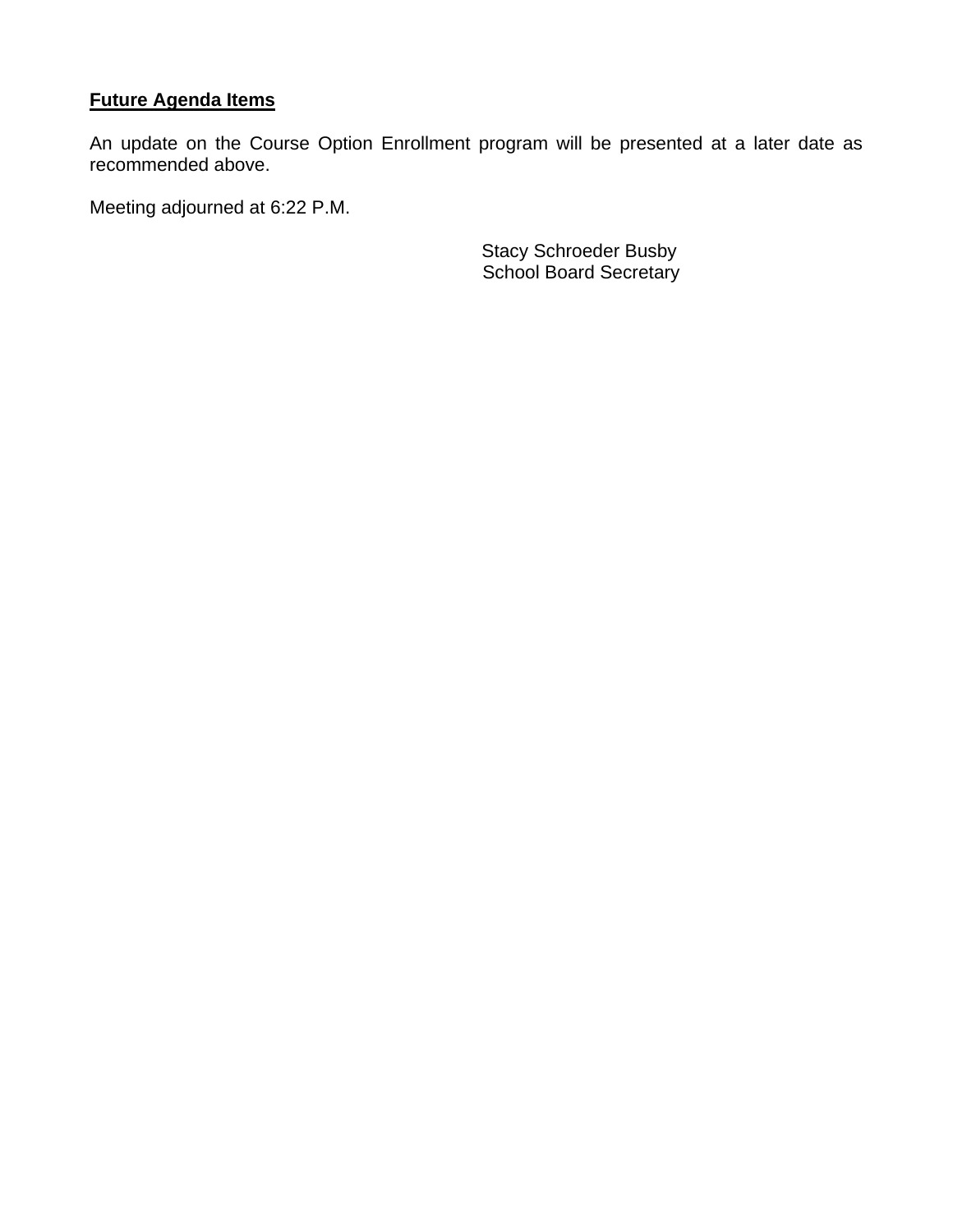**Future Agenda Items**

An update on the Course Option Enrollment program will be presented at a later date as recommended above.

Meeting adjourned at 6:22 P.M.

Stacy Schroeder Busby
School Board Secretary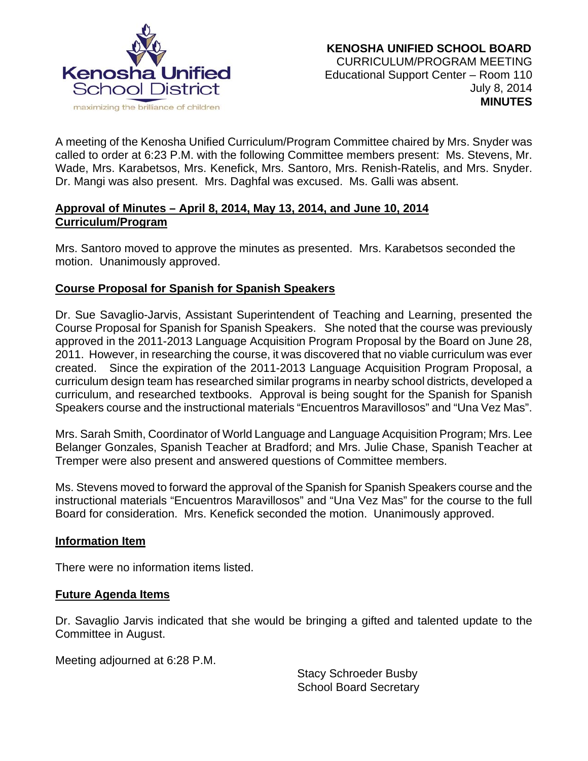**KENOSHA UNIFIED SCHOOL BOARD**
CURRICULUM/PROGRAM MEETING
Educational Support Center – Room 110
July 8, 2014
**MINUTES**

A meeting of the Kenosha Unified Curriculum/Program Committee chaired by Mrs. Snyder was called to order at 6:23 P.M. with the following Committee members present: Ms. Stevens, Mr. Wade, Mrs. Karabetsos, Mrs. Kenefick, Mrs. Santoro, Mrs. Renish-Ratelis, and Mrs. Snyder. Dr. Mangi was also present. Mrs. Daghfal was excused. Ms. Galli was absent.

**Approval of Minutes – April 8, 2014, May 13, 2014, and June 10, 2014 Curriculum/Program**

Mrs. Santoro moved to approve the minutes as presented. Mrs. Karabetsos seconded the motion. Unanimously approved.

**Course Proposal for Spanish for Spanish Speakers**

Dr. Sue Savaglio-Jarvis, Assistant Superintendent of Teaching and Learning, presented the Course Proposal for Spanish for Spanish Speakers. She noted that the course was previously approved in the 2011-2013 Language Acquisition Program Proposal by the Board on June 28, 2011. However, in researching the course, it was discovered that no viable curriculum was ever created. Since the expiration of the 2011-2013 Language Acquisition Program Proposal, a curriculum design team has researched similar programs in nearby school districts, developed a curriculum, and researched textbooks. Approval is being sought for the Spanish for Spanish Speakers course and the instructional materials "Encuentros Maravillosos" and "Una Vez Mas".

Mrs. Sarah Smith, Coordinator of World Language and Language Acquisition Program; Mrs. Lee Belanger Gonzales, Spanish Teacher at Bradford; and Mrs. Julie Chase, Spanish Teacher at Tremper were also present and answered questions of Committee members.

Ms. Stevens moved to forward the approval of the Spanish for Spanish Speakers course and the instructional materials "Encuentros Maravillosos" and "Una Vez Mas" for the course to the full Board for consideration. Mrs. Kenefick seconded the motion. Unanimously approved.

**Information Item**

There were no information items listed.

**Future Agenda Items**

Dr. Savaglio Jarvis indicated that she would be bringing a gifted and talented update to the Committee in August.

Meeting adjourned at 6:28 P.M.

Stacy Schroeder Busby
School Board Secretary